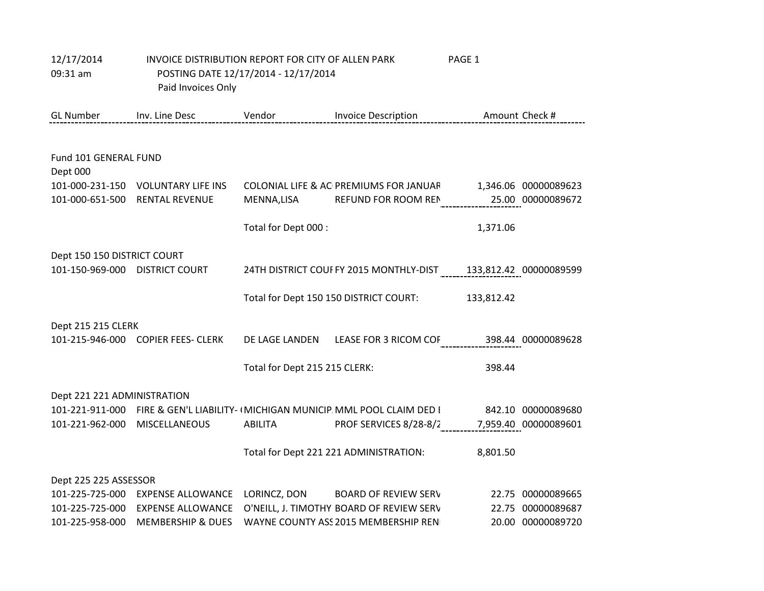12/17/2014 INVOICE DISTRIBUTION REPORT FOR CITY OF ALLEN PARK

09:31 am POSTING DATE 12/17/2014 - 12/17/2014

Paid Invoices Only

| GL Number | Inv. Line Desc | Vendor | Invoice Description | Amount | Check # |
|---|---|---|---|---|---|
| Fund 101 GENERAL FUND | | | | | |
| Dept 000 | | | | | |
| 101-000-231-150 | VOLUNTARY LIFE INS | COLONIAL LIFE & AC | PREMIUMS FOR JANUAR | 1,346.06 | 00000089623 |
| 101-000-651-500 | RENTAL REVENUE | MENNA,LISA | REFUND FOR ROOM REN | 25.00 | 00000089672 |
| | | Total for Dept 000 : | | 1,371.06 | |
| Dept 150 150 DISTRICT COURT | | | | | |
| 101-150-969-000 | DISTRICT COURT | 24TH DISTRICT COUF | FY 2015 MONTHLY-DIST | 133,812.42 | 00000089599 |
| | | Total for Dept 150 150 DISTRICT COURT: | | 133,812.42 | |
| Dept 215 215 CLERK | | | | | |
| 101-215-946-000 | COPIER FEES- CLERK | DE LAGE LANDEN | LEASE FOR 3 RICOM COF | 398.44 | 00000089628 |
| | | Total for Dept 215 215 CLERK: | | 398.44 | |
| Dept 221 221 ADMINISTRATION | | | | | |
| 101-221-911-000 | FIRE & GEN'L LIABILITY- ( | MICHIGAN MUNICIP | MML POOL CLAIM DED I | 842.10 | 00000089680 |
| 101-221-962-000 | MISCELLANEOUS | ABILITA | PROF SERVICES 8/28-8/2 | 7,959.40 | 00000089601 |
| | | Total for Dept 221 221 ADMINISTRATION: | | 8,801.50 | |
| Dept 225 225 ASSESSOR | | | | | |
| 101-225-725-000 | EXPENSE ALLOWANCE | LORINCZ, DON | BOARD OF REVIEW SERV | 22.75 | 00000089665 |
| 101-225-725-000 | EXPENSE ALLOWANCE | O'NEILL, J. TIMOTHY | BOARD OF REVIEW SERV | 22.75 | 00000089687 |
| 101-225-958-000 | MEMBERSHIP & DUES | WAYNE COUNTY ASS | 2015 MEMBERSHIP REN | 20.00 | 00000089720 |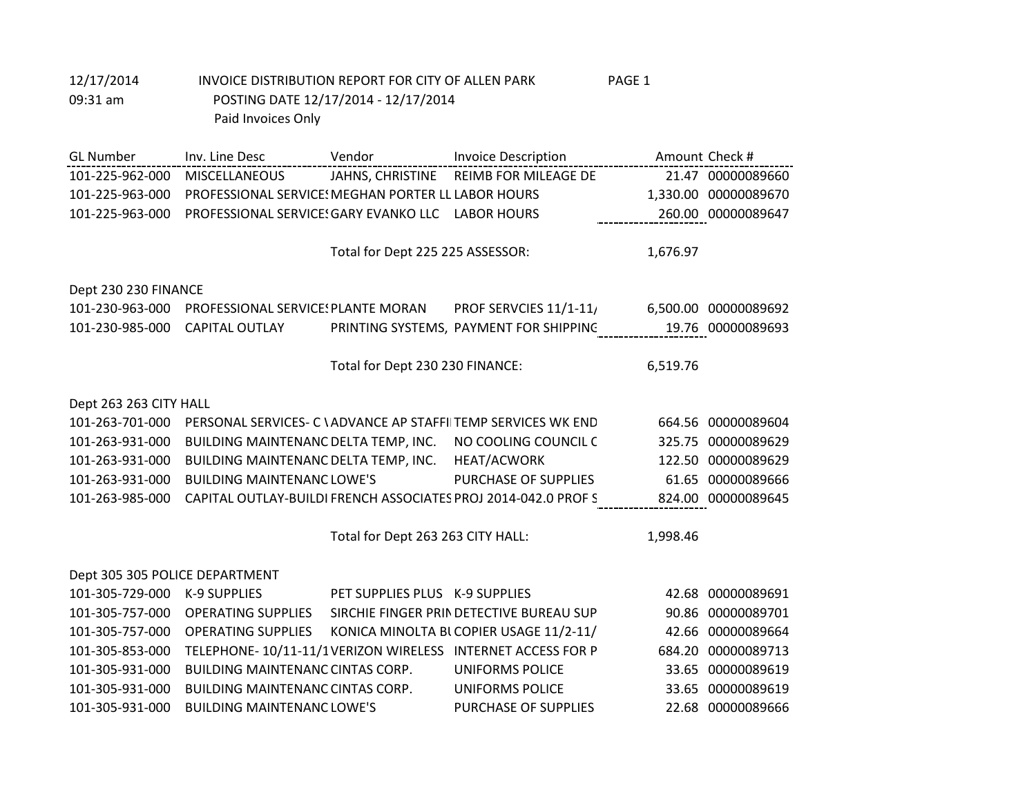12/17/2014 INVOICE DISTRIBUTION REPORT FOR CITY OF ALLEN PARK PAGE 1
09:31 am POSTING DATE 12/17/2014 - 12/17/2014
Paid Invoices Only

| GL Number | Inv. Line Desc | Vendor | Invoice Description | Amount | Check # |
|---|---|---|---|---|---|
| 101-225-962-000 | MISCELLANEOUS | JAHNS, CHRISTINE | REIMB FOR MILEAGE DE | 21.47 | 00000089660 |
| 101-225-963-000 | PROFESSIONAL SERVICES | MEGHAN PORTER LL | LABOR HOURS | 1,330.00 | 00000089670 |
| 101-225-963-000 | PROFESSIONAL SERVICES | GARY EVANKO LLC | LABOR HOURS | 260.00 | 00000089647 |
| | | Total for Dept 225 225 ASSESSOR: | | 1,676.97 | |
| Dept 230 230 FINANCE | | | | | |
| 101-230-963-000 | PROFESSIONAL SERVICES | PLANTE MORAN | PROF SERVCIES 11/1-11/ | 6,500.00 | 00000089692 |
| 101-230-985-000 | CAPITAL OUTLAY | PRINTING SYSTEMS, | PAYMENT FOR SHIPPING | 19.76 | 00000089693 |
| | | Total for Dept 230 230 FINANCE: | | 6,519.76 | |
| Dept 263 263 CITY HALL | | | | | |
| 101-263-701-000 | PERSONAL SERVICES- C \ | ADVANCE AP STAFFI | TEMP SERVICES WK END | 664.56 | 00000089604 |
| 101-263-931-000 | BUILDING MAINTENANC | DELTA TEMP, INC. | NO COOLING COUNCIL C | 325.75 | 00000089629 |
| 101-263-931-000 | BUILDING MAINTENANC | DELTA TEMP, INC. | HEAT/ACWORK | 122.50 | 00000089629 |
| 101-263-931-000 | BUILDING MAINTENANC | LOWE'S | PURCHASE OF SUPPLIES | 61.65 | 00000089666 |
| 101-263-985-000 | CAPITAL OUTLAY-BUILDI | FRENCH ASSOCIATES | PROJ 2014-042.0 PROF S | 824.00 | 00000089645 |
| | | Total for Dept 263 263 CITY HALL: | | 1,998.46 | |
| Dept 305 305 POLICE DEPARTMENT | | | | | |
| 101-305-729-000 | K-9 SUPPLIES | PET SUPPLIES PLUS | K-9 SUPPLIES | 42.68 | 00000089691 |
| 101-305-757-000 | OPERATING SUPPLIES | SIRCHIE FINGER PRIN | DETECTIVE BUREAU SUP | 90.86 | 00000089701 |
| 101-305-757-000 | OPERATING SUPPLIES | KONICA MINOLTA BU | COPIER USAGE 11/2-11/ | 42.66 | 00000089664 |
| 101-305-853-000 | TELEPHONE- 10/11-11/1 | VERIZON WIRELESS | INTERNET ACCESS FOR P | 684.20 | 00000089713 |
| 101-305-931-000 | BUILDING MAINTENANC | CINTAS CORP. | UNIFORMS POLICE | 33.65 | 00000089619 |
| 101-305-931-000 | BUILDING MAINTENANC | CINTAS CORP. | UNIFORMS POLICE | 33.65 | 00000089619 |
| 101-305-931-000 | BUILDING MAINTENANC | LOWE'S | PURCHASE OF SUPPLIES | 22.68 | 00000089666 |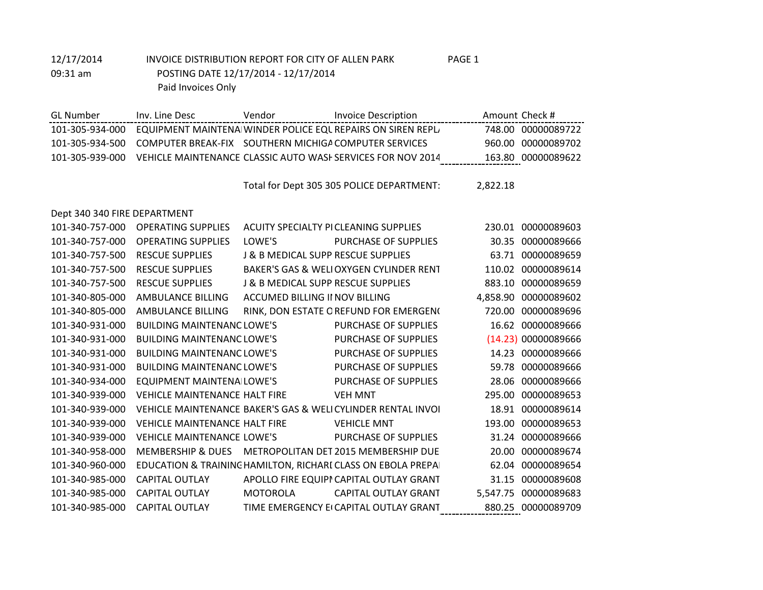12/17/2014 INVOICE DISTRIBUTION REPORT FOR CITY OF ALLEN PARK PAGE 1
09:31 am POSTING DATE 12/17/2014 - 12/17/2014
Paid Invoices Only

| GL Number | Inv. Line Desc | Vendor | Invoice Description | Amount | Check # |
|---|---|---|---|---|---|
| 101-305-934-000 | EQUIPMENT MAINTENA | WINDER POLICE EQU | REPAIRS ON SIREN REPL/ | 748.00 | 00000089722 |
| 101-305-934-500 | COMPUTER BREAK-FIX | SOUTHERN MICHIGA | COMPUTER SERVICES | 960.00 | 00000089702 |
| 101-305-939-000 | VEHICLE MAINTENANCE | CLASSIC AUTO WASH | SERVICES FOR NOV 2014 | 163.80 | 00000089622 |
| | | Total for Dept 305 305 POLICE DEPARTMENT: | | 2,822.18 | |
| Dept 340 340 FIRE DEPARTMENT | | | | | |
| 101-340-757-000 | OPERATING SUPPLIES | ACUITY SPECIALTY PI | CLEANING SUPPLIES | 230.01 | 00000089603 |
| 101-340-757-000 | OPERATING SUPPLIES | LOWE'S | PURCHASE OF SUPPLIES | 30.35 | 00000089666 |
| 101-340-757-500 | RESCUE SUPPLIES | J & B MEDICAL SUPP | RESCUE SUPPLIES | 63.71 | 00000089659 |
| 101-340-757-500 | RESCUE SUPPLIES | BAKER'S GAS & WELI | OXYGEN CYLINDER RENT | 110.02 | 00000089614 |
| 101-340-757-500 | RESCUE SUPPLIES | J & B MEDICAL SUPP | RESCUE SUPPLIES | 883.10 | 00000089659 |
| 101-340-805-000 | AMBULANCE BILLING | ACCUMED BILLING II | NOV BILLING | 4,858.90 | 00000089602 |
| 101-340-805-000 | AMBULANCE BILLING | RINK, DON ESTATE O | REFUND FOR EMERGEN( | 720.00 | 00000089696 |
| 101-340-931-000 | BUILDING MAINTENANC | LOWE'S | PURCHASE OF SUPPLIES | 16.62 | 00000089666 |
| 101-340-931-000 | BUILDING MAINTENANC | LOWE'S | PURCHASE OF SUPPLIES | (14.23) | 00000089666 |
| 101-340-931-000 | BUILDING MAINTENANC | LOWE'S | PURCHASE OF SUPPLIES | 14.23 | 00000089666 |
| 101-340-931-000 | BUILDING MAINTENANC | LOWE'S | PURCHASE OF SUPPLIES | 59.78 | 00000089666 |
| 101-340-934-000 | EQUIPMENT MAINTENA | LOWE'S | PURCHASE OF SUPPLIES | 28.06 | 00000089666 |
| 101-340-939-000 | VEHICLE MAINTENANCE | HALT FIRE | VEH MNT | 295.00 | 00000089653 |
| 101-340-939-000 | VEHICLE MAINTENANCE | BAKER'S GAS & WELI | CYLINDER RENTAL INVOI | 18.91 | 00000089614 |
| 101-340-939-000 | VEHICLE MAINTENANCE | HALT FIRE | VEHICLE MNT | 193.00 | 00000089653 |
| 101-340-939-000 | VEHICLE MAINTENANCE | LOWE'S | PURCHASE OF SUPPLIES | 31.24 | 00000089666 |
| 101-340-958-000 | MEMBERSHIP & DUES | METROPOLITAN DET | 2015 MEMBERSHIP DUE | 20.00 | 00000089674 |
| 101-340-960-000 | EDUCATION & TRAINING | HAMILTON, RICHARI | CLASS ON EBOLA PREPA | 62.04 | 00000089654 |
| 101-340-985-000 | CAPITAL OUTLAY | APOLLO FIRE EQUIPI | CAPITAL OUTLAY GRANT | 31.15 | 00000089608 |
| 101-340-985-000 | CAPITAL OUTLAY | MOTOROLA | CAPITAL OUTLAY GRANT | 5,547.75 | 00000089683 |
| 101-340-985-000 | CAPITAL OUTLAY | TIME EMERGENCY E( | CAPITAL OUTLAY GRANT | 880.25 | 00000089709 |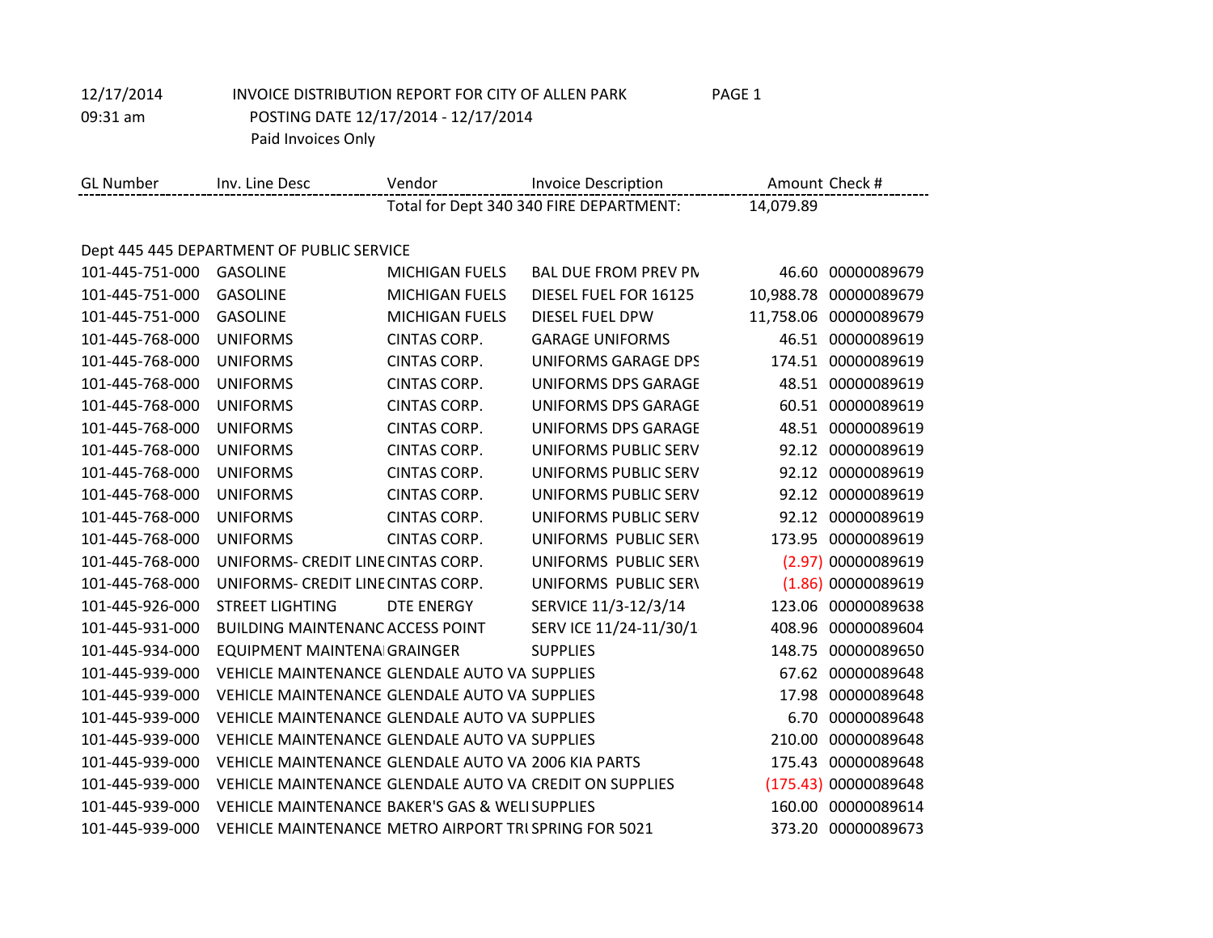12/17/2014 INVOICE DISTRIBUTION REPORT FOR CITY OF ALLEN PARK

09:31 am POSTING DATE 12/17/2014 - 12/17/2014

Paid Invoices Only

| GL Number | Inv. Line Desc | Vendor | Invoice Description | Amount | Check # |
|---|---|---|---|---|---|
| | | Total for Dept 340 340 FIRE DEPARTMENT: | | 14,079.89 | |
| Dept 445 445 DEPARTMENT OF PUBLIC SERVICE | | | | | |
| 101-445-751-000 | GASOLINE | MICHIGAN FUELS | BAL DUE FROM PREV PM | 46.60 | 00000089679 |
| 101-445-751-000 | GASOLINE | MICHIGAN FUELS | DIESEL FUEL FOR 16125 | 10,988.78 | 00000089679 |
| 101-445-751-000 | GASOLINE | MICHIGAN FUELS | DIESEL FUEL DPW | 11,758.06 | 00000089679 |
| 101-445-768-000 | UNIFORMS | CINTAS CORP. | GARAGE UNIFORMS | 46.51 | 00000089619 |
| 101-445-768-000 | UNIFORMS | CINTAS CORP. | UNIFORMS GARAGE DPS | 174.51 | 00000089619 |
| 101-445-768-000 | UNIFORMS | CINTAS CORP. | UNIFORMS DPS GARAGE | 48.51 | 00000089619 |
| 101-445-768-000 | UNIFORMS | CINTAS CORP. | UNIFORMS DPS GARAGE | 60.51 | 00000089619 |
| 101-445-768-000 | UNIFORMS | CINTAS CORP. | UNIFORMS DPS GARAGE | 48.51 | 00000089619 |
| 101-445-768-000 | UNIFORMS | CINTAS CORP. | UNIFORMS PUBLIC SERV | 92.12 | 00000089619 |
| 101-445-768-000 | UNIFORMS | CINTAS CORP. | UNIFORMS PUBLIC SERV | 92.12 | 00000089619 |
| 101-445-768-000 | UNIFORMS | CINTAS CORP. | UNIFORMS PUBLIC SERV | 92.12 | 00000089619 |
| 101-445-768-000 | UNIFORMS | CINTAS CORP. | UNIFORMS PUBLIC SERV | 92.12 | 00000089619 |
| 101-445-768-000 | UNIFORMS | CINTAS CORP. | UNIFORMS PUBLIC SERV | 173.95 | 00000089619 |
| 101-445-768-000 | UNIFORMS- CREDIT LINE | CINTAS CORP. | UNIFORMS PUBLIC SERV | (2.97) | 00000089619 |
| 101-445-768-000 | UNIFORMS- CREDIT LINE | CINTAS CORP. | UNIFORMS PUBLIC SERV | (1.86) | 00000089619 |
| 101-445-926-000 | STREET LIGHTING | DTE ENERGY | SERVICE 11/3-12/3/14 | 123.06 | 00000089638 |
| 101-445-931-000 | BUILDING MAINTENANC | ACCESS POINT | SERV ICE 11/24-11/30/1 | 408.96 | 00000089604 |
| 101-445-934-000 | EQUIPMENT MAINTENA | GRAINGER | SUPPLIES | 148.75 | 00000089650 |
| 101-445-939-000 | VEHICLE MAINTENANCE | GLENDALE AUTO VA | SUPPLIES | 67.62 | 00000089648 |
| 101-445-939-000 | VEHICLE MAINTENANCE | GLENDALE AUTO VA | SUPPLIES | 17.98 | 00000089648 |
| 101-445-939-000 | VEHICLE MAINTENANCE | GLENDALE AUTO VA | SUPPLIES | 6.70 | 00000089648 |
| 101-445-939-000 | VEHICLE MAINTENANCE | GLENDALE AUTO VA | SUPPLIES | 210.00 | 00000089648 |
| 101-445-939-000 | VEHICLE MAINTENANCE | GLENDALE AUTO VA | 2006 KIA PARTS | 175.43 | 00000089648 |
| 101-445-939-000 | VEHICLE MAINTENANCE | GLENDALE AUTO VA | CREDIT ON SUPPLIES | (175.43) | 00000089648 |
| 101-445-939-000 | VEHICLE MAINTENANCE | BAKER'S GAS & WELI | SUPPLIES | 160.00 | 00000089614 |
| 101-445-939-000 | VEHICLE MAINTENANCE | METRO AIRPORT TRI | SPRING FOR 5021 | 373.20 | 00000089673 |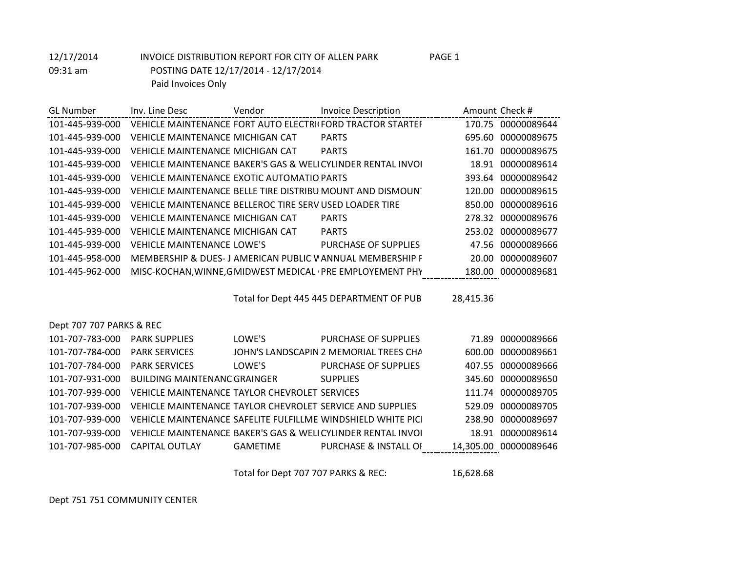12/17/2014 INVOICE DISTRIBUTION REPORT FOR CITY OF ALLEN PARK
09:31 am POSTING DATE 12/17/2014 - 12/17/2014
Paid Invoices Only

| GL Number | Inv. Line Desc | Vendor | Invoice Description | Amount | Check # |
|---|---|---|---|---|---|
| 101-445-939-000 | VEHICLE MAINTENANCE | FORT AUTO ELECTRI | FORD TRACTOR STARTEF | 170.75 | 00000089644 |
| 101-445-939-000 | VEHICLE MAINTENANCE | MICHIGAN CAT | PARTS | 695.60 | 00000089675 |
| 101-445-939-000 | VEHICLE MAINTENANCE | MICHIGAN CAT | PARTS | 161.70 | 00000089675 |
| 101-445-939-000 | VEHICLE MAINTENANCE | BAKER'S GAS & WELI | CYLINDER RENTAL INVOI | 18.91 | 00000089614 |
| 101-445-939-000 | VEHICLE MAINTENANCE | EXOTIC AUTOMATIO | PARTS | 393.64 | 00000089642 |
| 101-445-939-000 | VEHICLE MAINTENANCE | BELLE TIRE DISTRIBU | MOUNT AND DISMOUNT | 120.00 | 00000089615 |
| 101-445-939-000 | VEHICLE MAINTENANCE | BELLEROC TIRE SERV | USED LOADER TIRE | 850.00 | 00000089616 |
| 101-445-939-000 | VEHICLE MAINTENANCE | MICHIGAN CAT | PARTS | 278.32 | 00000089676 |
| 101-445-939-000 | VEHICLE MAINTENANCE | MICHIGAN CAT | PARTS | 253.02 | 00000089677 |
| 101-445-939-000 | VEHICLE MAINTENANCE | LOWE'S | PURCHASE OF SUPPLIES | 47.56 | 00000089666 |
| 101-445-958-000 | MEMBERSHIP & DUES- J | AMERICAN PUBLIC W | ANNUAL MEMBERSHIP F | 20.00 | 00000089607 |
| 101-445-962-000 | MISC-KOCHAN,WINNE,G | MIDWEST MEDICAL | PRE EMPLOYEMENT PHY | 180.00 | 00000089681 |
| | | | Total for Dept 445 445 DEPARTMENT OF PUB | 28,415.36 | |

Dept 707 707 PARKS & REC

| GL Number | Inv. Line Desc | Vendor | Invoice Description | Amount | Check # |
|---|---|---|---|---|---|
| 101-707-783-000 | PARK SUPPLIES | LOWE'S | PURCHASE OF SUPPLIES | 71.89 | 00000089666 |
| 101-707-784-000 | PARK SERVICES | JOHN'S LANDSCAPIN | 2 MEMORIAL TREES CHA | 600.00 | 00000089661 |
| 101-707-784-000 | PARK SERVICES | LOWE'S | PURCHASE OF SUPPLIES | 407.55 | 00000089666 |
| 101-707-931-000 | BUILDING MAINTENANC | GRAINGER | SUPPLIES | 345.60 | 00000089650 |
| 101-707-939-000 | VEHICLE MAINTENANCE | TAYLOR CHEVROLET | SERVICES | 111.74 | 00000089705 |
| 101-707-939-000 | VEHICLE MAINTENANCE | TAYLOR CHEVROLET | SERVICE AND SUPPLIES | 529.09 | 00000089705 |
| 101-707-939-000 | VEHICLE MAINTENANCE | SAFELITE FULFILLME | WINDSHIELD WHITE PICI | 238.90 | 00000089697 |
| 101-707-939-000 | VEHICLE MAINTENANCE | BAKER'S GAS & WELI | CYLINDER RENTAL INVOI | 18.91 | 00000089614 |
| 101-707-985-000 | CAPITAL OUTLAY | GAMETIME | PURCHASE & INSTALL OI | 14,305.00 | 00000089646 |
| | | | Total for Dept 707 707 PARKS & REC: | 16,628.68 | |

Dept 751 751 COMMUNITY CENTER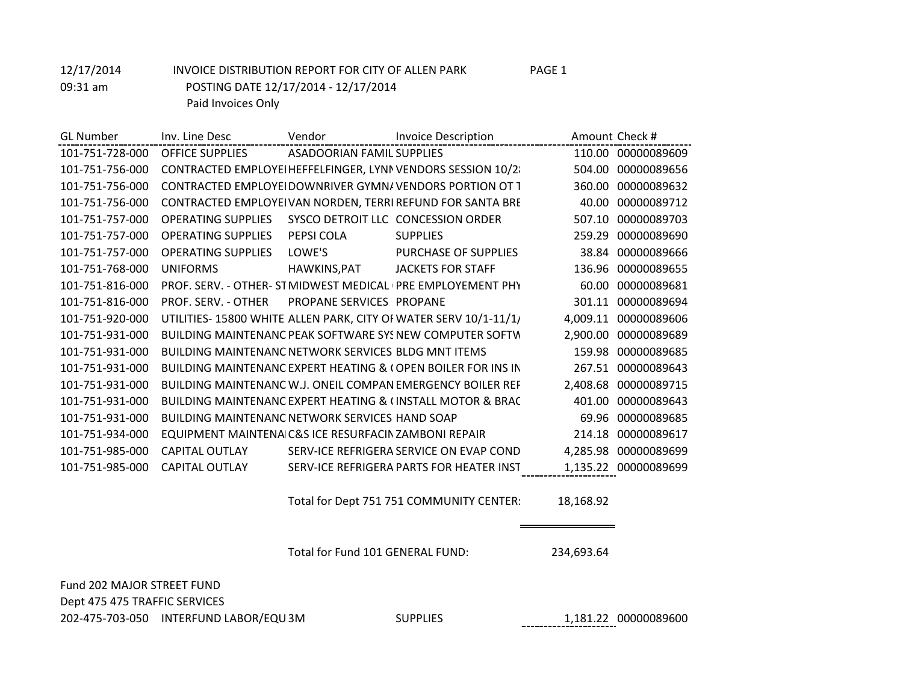12/17/2014 INVOICE DISTRIBUTION REPORT FOR CITY OF ALLEN PARK PAGE 1
09:31 am POSTING DATE 12/17/2014 - 12/17/2014
Paid Invoices Only

| GL Number | Inv. Line Desc | Vendor | Invoice Description | Amount | Check # |
|---|---|---|---|---|---|
| 101-751-728-000 | OFFICE SUPPLIES | ASADOORIAN FAMIL | SUPPLIES | 110.00 | 00000089609 |
| 101-751-756-000 | CONTRACTED EMPLOYEI | HEFFELFINGER, LYNN | VENDORS SESSION 10/2 | 504.00 | 00000089656 |
| 101-751-756-000 | CONTRACTED EMPLOYEI | DOWNRIVER GYMN/ | VENDORS PORTION OT T | 360.00 | 00000089632 |
| 101-751-756-000 | CONTRACTED EMPLOYEI | VAN NORDEN, TERRI | REFUND FOR SANTA BRE | 40.00 | 00000089712 |
| 101-751-757-000 | OPERATING SUPPLIES | SYSCO DETROIT LLC | CONCESSION ORDER | 507.10 | 00000089703 |
| 101-751-757-000 | OPERATING SUPPLIES | PEPSI COLA | SUPPLIES | 259.29 | 00000089690 |
| 101-751-757-000 | OPERATING SUPPLIES | LOWE'S | PURCHASE OF SUPPLIES | 38.84 | 00000089666 |
| 101-751-768-000 | UNIFORMS | HAWKINS,PAT | JACKETS FOR STAFF | 136.96 | 00000089655 |
| 101-751-816-000 | PROF. SERV. - OTHER- ST | MIDWEST MEDICAL | PRE EMPLOYEMENT PHY | 60.00 | 00000089681 |
| 101-751-816-000 | PROF. SERV. - OTHER | PROPANE SERVICES | PROPANE | 301.11 | 00000089694 |
| 101-751-920-000 | UTILITIES- 15800 WHITE | ALLEN PARK, CITY OI | WATER SERV 10/1-11/1/ | 4,009.11 | 00000089606 |
| 101-751-931-000 | BUILDING MAINTENANC | PEAK SOFTWARE SYS | NEW COMPUTER SOFTW | 2,900.00 | 00000089689 |
| 101-751-931-000 | BUILDING MAINTENANC | NETWORK SERVICES | BLDG MNT ITEMS | 159.98 | 00000089685 |
| 101-751-931-000 | BUILDING MAINTENANC | EXPERT HEATING & ( | OPEN BOILER FOR INS IN | 267.51 | 00000089643 |
| 101-751-931-000 | BUILDING MAINTENANC | W.J. ONEIL COMPAN | EMERGENCY BOILER REF | 2,408.68 | 00000089715 |
| 101-751-931-000 | BUILDING MAINTENANC | EXPERT HEATING & ( | INSTALL MOTOR & BRAC | 401.00 | 00000089643 |
| 101-751-931-000 | BUILDING MAINTENANC | NETWORK SERVICES | HAND SOAP | 69.96 | 00000089685 |
| 101-751-934-000 | EQUIPMENT MAINTENAI | C&S ICE RESURFACIN | ZAMBONI REPAIR | 214.18 | 00000089617 |
| 101-751-985-000 | CAPITAL OUTLAY | SERV-ICE REFRIGERA | SERVICE ON EVAP COND | 4,285.98 | 00000089699 |
| 101-751-985-000 | CAPITAL OUTLAY | SERV-ICE REFRIGERA | PARTS FOR HEATER INST | 1,135.22 | 00000089699 |
| | | Total for Dept 751 751 COMMUNITY CENTER: | | 18,168.92 | |
| | | Total for Fund 101 GENERAL FUND: | | 234,693.64 | |

Fund 202 MAJOR STREET FUND
Dept 475 475 TRAFFIC SERVICES

| GL Number | Inv. Line Desc | Vendor | Invoice Description | Amount | Check # |
|---|---|---|---|---|---|
| 202-475-703-050 | INTERFUND LABOR/EQU | 3M | SUPPLIES | 1,181.22 | 00000089600 |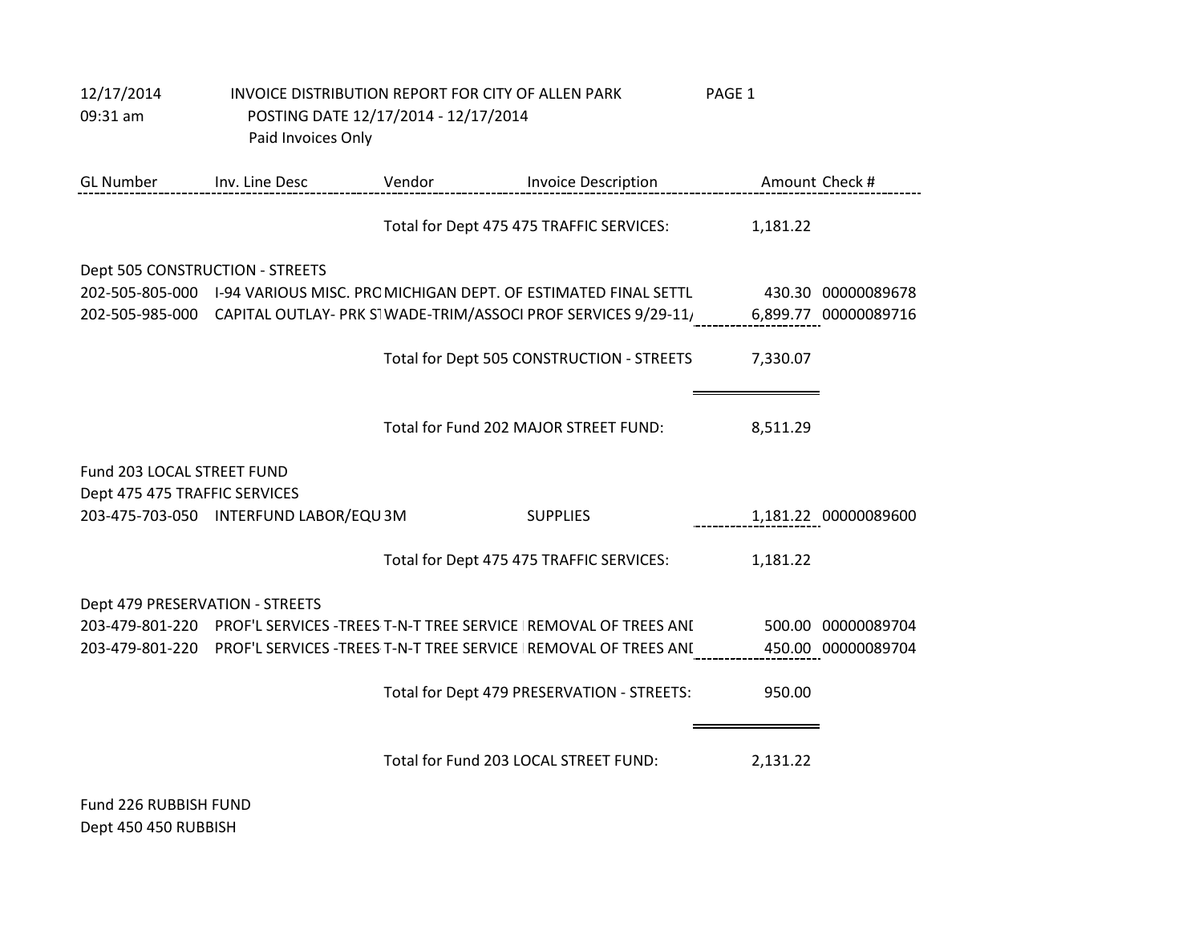12/17/2014 INVOICE DISTRIBUTION REPORT FOR CITY OF ALLEN PARK
09:31 am POSTING DATE 12/17/2014 - 12/17/2014
Paid Invoices Only

| GL Number | Inv. Line Desc | Vendor | Invoice Description | Amount | Check # |
|---|---|---|---|---|---|
| | | Total for Dept 475 475 TRAFFIC SERVICES: | | 1,181.22 | |
| Dept 505 CONSTRUCTION - STREETS | | | | | |
| 202-505-805-000 | I-94 VARIOUS MISC. PRC | MICHIGAN DEPT. OF | ESTIMATED FINAL SETTL | 430.30 | 00000089678 |
| 202-505-985-000 | CAPITAL OUTLAY- PRK ST | WADE-TRIM/ASSOCI | PROF SERVICES 9/29-11/ | 6,899.77 | 00000089716 |
| | | Total for Dept 505 CONSTRUCTION - STREETS | | 7,330.07 | |
| | | Total for Fund 202 MAJOR STREET FUND: | | 8,511.29 | |
| Fund 203 LOCAL STREET FUND | | | | | |
| Dept 475 475 TRAFFIC SERVICES | | | | | |
| 203-475-703-050 | INTERFUND LABOR/EQU | 3M | SUPPLIES | 1,181.22 | 00000089600 |
| | | Total for Dept 475 475 TRAFFIC SERVICES: | | 1,181.22 | |
| Dept 479 PRESERVATION - STREETS | | | | | |
| 203-479-801-220 | PROF'L SERVICES -TREES | T-N-T TREE SERVICE | REMOVAL OF TREES ANI | 500.00 | 00000089704 |
| 203-479-801-220 | PROF'L SERVICES -TREES | T-N-T TREE SERVICE | REMOVAL OF TREES ANI | 450.00 | 00000089704 |
| | | Total for Dept 479 PRESERVATION - STREETS: | | 950.00 | |
| | | Total for Fund 203 LOCAL STREET FUND: | | 2,131.22 | |
| Fund 226 RUBBISH FUND | | | | | |
| Dept 450 450 RUBBISH | | | | | |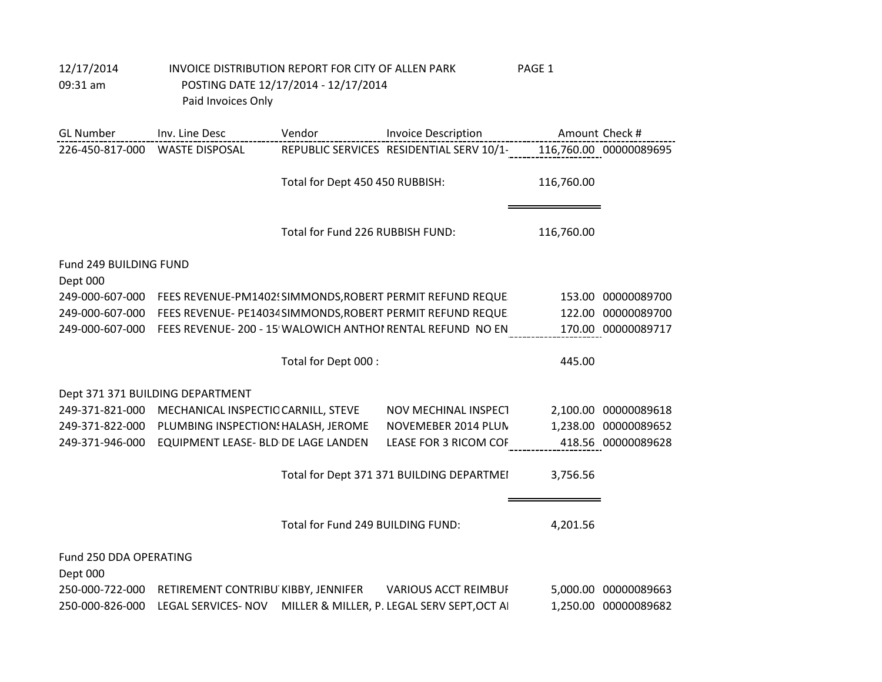12/17/2014 INVOICE DISTRIBUTION REPORT FOR CITY OF ALLEN PARK PAGE 1
09:31 am POSTING DATE 12/17/2014 - 12/17/2014
Paid Invoices Only

| GL Number | Inv. Line Desc | Vendor | Invoice Description | Amount | Check # |
|---|---|---|---|---|---|
| 226-450-817-000 | WASTE DISPOSAL | REPUBLIC SERVICES | RESIDENTIAL SERV 10/1- | 116,760.00 | 00000089695 |
| | | Total for Dept 450 450 RUBBISH: | | 116,760.00 | |
| | | Total for Fund 226 RUBBISH FUND: | | 116,760.00 | |
| Fund 249 BUILDING FUND | | | | | |
| Dept 000 | | | | | |
| 249-000-607-000 | FEES REVENUE-PM1402 | SIMMONDS,ROBERT | PERMIT REFUND REQUE | 153.00 | 00000089700 |
| 249-000-607-000 | FEES REVENUE- PE1403 | SIMMONDS,ROBERT | PERMIT REFUND REQUE | 122.00 | 00000089700 |
| 249-000-607-000 | FEES REVENUE- 200 - 15 | WALOWICH ANTHO | RENTAL REFUND NO EN | 170.00 | 00000089717 |
| | | Total for Dept 000 : | | 445.00 | |
| Dept 371 371 BUILDING DEPARTMENT | | | | | |
| 249-371-821-000 | MECHANICAL INSPECTIO | CARNILL, STEVE | NOV MECHINAL INSPECT | 2,100.00 | 00000089618 |
| 249-371-822-000 | PLUMBING INSPECTIONS | HALASH, JEROME | NOVEMEBER 2014 PLUM | 1,238.00 | 00000089652 |
| 249-371-946-000 | EQUIPMENT LEASE- BLD | DE LAGE LANDEN | LEASE FOR 3 RICOM COF | 418.56 | 00000089628 |
| | | Total for Dept 371 371 BUILDING DEPARTME | | 3,756.56 | |
| | | Total for Fund 249 BUILDING FUND: | | 4,201.56 | |
| Fund 250 DDA OPERATING | | | | | |
| Dept 000 | | | | | |
| 250-000-722-000 | RETIREMENT CONTRIBU | KIBBY, JENNIFER | VARIOUS ACCT REIMBUR | 5,000.00 | 00000089663 |
| 250-000-826-000 | LEGAL SERVICES- NOV | MILLER & MILLER, P. | LEGAL SERV SEPT,OCT A | 1,250.00 | 00000089682 |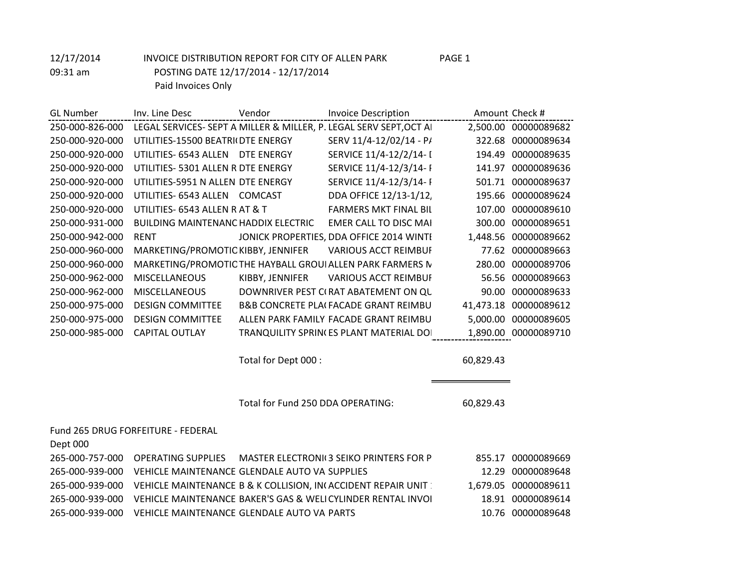12/17/2014 INVOICE DISTRIBUTION REPORT FOR CITY OF ALLEN PARK

09:31 am POSTING DATE 12/17/2014 - 12/17/2014

Paid Invoices Only

| GL Number | Inv. Line Desc | Vendor | Invoice Description | Amount | Check # |
|---|---|---|---|---|---|
| 250-000-826-000 | LEGAL SERVICES- SEPT A | MILLER & MILLER, P. | LEGAL SERV SEPT,OCT AI | 2,500.00 | 00000089682 |
| 250-000-920-000 | UTILITIES-15500 BEATRI( | DTE ENERGY | SERV 11/4-12/02/14 - P/ | 322.68 | 00000089634 |
| 250-000-920-000 | UTILITIES- 6543 ALLEN | DTE ENERGY | SERVICE 11/4-12/2/14- I | 194.49 | 00000089635 |
| 250-000-920-000 | UTILITIES- 5301 ALLEN R | DTE ENERGY | SERVICE 11/4-12/3/14- F | 141.97 | 00000089636 |
| 250-000-920-000 | UTILITIES-5951 N ALLEN | DTE ENERGY | SERVICE 11/4-12/3/14- F | 501.71 | 00000089637 |
| 250-000-920-000 | UTILITIES- 6543 ALLEN | COMCAST | DDA OFFICE 12/13-1/12, | 195.66 | 00000089624 |
| 250-000-920-000 | UTILITIES- 6543 ALLEN R | AT & T | FARMERS MKT FINAL BIL | 107.00 | 00000089610 |
| 250-000-931-000 | BUILDING MAINTENANC | HADDIX ELECTRIC | EMER CALL TO DISC MAI | 300.00 | 00000089651 |
| 250-000-942-000 | RENT | JONICK PROPERTIES, | DDA OFFICE 2014 WINTI | 1,448.56 | 00000089662 |
| 250-000-960-000 | MARKETING/PROMOTIC | KIBBY, JENNIFER | VARIOUS ACCT REIMBUF | 77.62 | 00000089663 |
| 250-000-960-000 | MARKETING/PROMOTIC | THE HAYBALL GROUI | ALLEN PARK FARMERS M | 280.00 | 00000089706 |
| 250-000-962-000 | MISCELLANEOUS | KIBBY, JENNIFER | VARIOUS ACCT REIMBUF | 56.56 | 00000089663 |
| 250-000-962-000 | MISCELLANEOUS | DOWNRIVER PEST C( | RAT ABATEMENT ON QU | 90.00 | 00000089633 |
| 250-000-975-000 | DESIGN COMMITTEE | B&B CONCRETE PLA( | FACADE GRANT REIMBU | 41,473.18 | 00000089612 |
| 250-000-975-000 | DESIGN COMMITTEE | ALLEN PARK FAMILY | FACADE GRANT REIMBU | 5,000.00 | 00000089605 |
| 250-000-985-000 | CAPITAL OUTLAY | TRANQUILITY SPRIN( | ES PLANT MATERIAL DOI | 1,890.00 | 00000089710 |
| | | Total for Dept 000 : | | 60,829.43 | |
| | | Total for Fund 250 DDA OPERATING: | | 60,829.43 | |

Fund 265 DRUG FORFEITURE - FEDERAL

Dept 000

| GL Number | Inv. Line Desc | Vendor | Invoice Description | Amount | Check # |
|---|---|---|---|---|---|
| 265-000-757-000 | OPERATING SUPPLIES | MASTER ELECTRONI( | 3 SEIKO PRINTERS FOR P | 855.17 | 00000089669 |
| 265-000-939-000 | VEHICLE MAINTENANCE | GLENDALE AUTO VA | SUPPLIES | 12.29 | 00000089648 |
| 265-000-939-000 | VEHICLE MAINTENANCE | B & K COLLISION, IN( | ACCIDENT REPAIR UNIT | 1,679.05 | 00000089611 |
| 265-000-939-000 | VEHICLE MAINTENANCE | BAKER'S GAS & WELI | CYLINDER RENTAL INVOI | 18.91 | 00000089614 |
| 265-000-939-000 | VEHICLE MAINTENANCE | GLENDALE AUTO VA | PARTS | 10.76 | 00000089648 |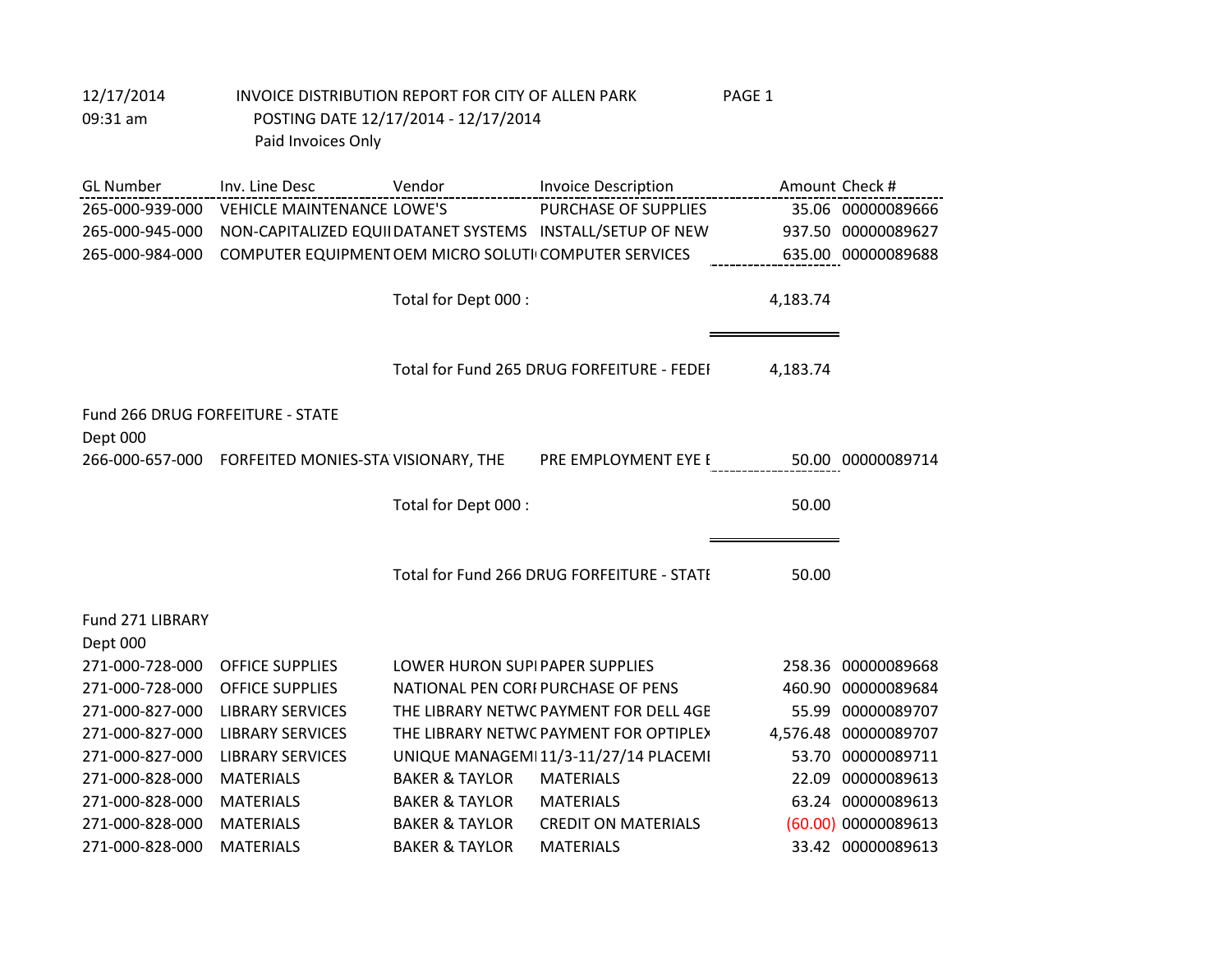12/17/2014 INVOICE DISTRIBUTION REPORT FOR CITY OF ALLEN PARK
09:31 am POSTING DATE 12/17/2014 - 12/17/2014
Paid Invoices Only

| GL Number | Inv. Line Desc | Vendor | Invoice Description | Amount | Check # |
|---|---|---|---|---|---|
| 265-000-939-000 | VEHICLE MAINTENANCE | LOWE'S | PURCHASE OF SUPPLIES | 35.06 | 00000089666 |
| 265-000-945-000 | NON-CAPITALIZED EQUI | DATANET SYSTEMS | INSTALL/SETUP OF NEW | 937.50 | 00000089627 |
| 265-000-984-000 | COMPUTER EQUIPMENT | OEM MICRO SOLUTI | COMPUTER SERVICES | 635.00 | 00000089688 |
| | | Total for Dept 000 : | | 4,183.74 | |
| | | Total for Fund 265 DRUG FORFEITURE - FEDEI | | 4,183.74 | |
| Fund 266 DRUG FORFEITURE - STATE | | | | | |
| Dept 000 | | | | | |
| 266-000-657-000 | FORFEITED MONIES-STA | VISIONARY, THE | PRE EMPLOYMENT EYE E | 50.00 | 00000089714 |
| | | Total for Dept 000 : | | 50.00 | |
| | | Total for Fund 266 DRUG FORFEITURE - STATI | | 50.00 | |
| Fund 271 LIBRARY | | | | | |
| Dept 000 | | | | | |
| 271-000-728-000 | OFFICE SUPPLIES | LOWER HURON SUPI | PAPER SUPPLIES | 258.36 | 00000089668 |
| 271-000-728-000 | OFFICE SUPPLIES | NATIONAL PEN CORI | PURCHASE OF PENS | 460.90 | 00000089684 |
| 271-000-827-000 | LIBRARY SERVICES | THE LIBRARY NETWC | PAYMENT FOR DELL 4GE | 55.99 | 00000089707 |
| 271-000-827-000 | LIBRARY SERVICES | THE LIBRARY NETWC | PAYMENT FOR OPTIPLEX | 4,576.48 | 00000089707 |
| 271-000-827-000 | LIBRARY SERVICES | UNIQUE MANAGEMI | 11/3-11/27/14 PLACEMI | 53.70 | 00000089711 |
| 271-000-828-000 | MATERIALS | BAKER & TAYLOR | MATERIALS | 22.09 | 00000089613 |
| 271-000-828-000 | MATERIALS | BAKER & TAYLOR | MATERIALS | 63.24 | 00000089613 |
| 271-000-828-000 | MATERIALS | BAKER & TAYLOR | CREDIT ON MATERIALS | (60.00) | 00000089613 |
| 271-000-828-000 | MATERIALS | BAKER & TAYLOR | MATERIALS | 33.42 | 00000089613 |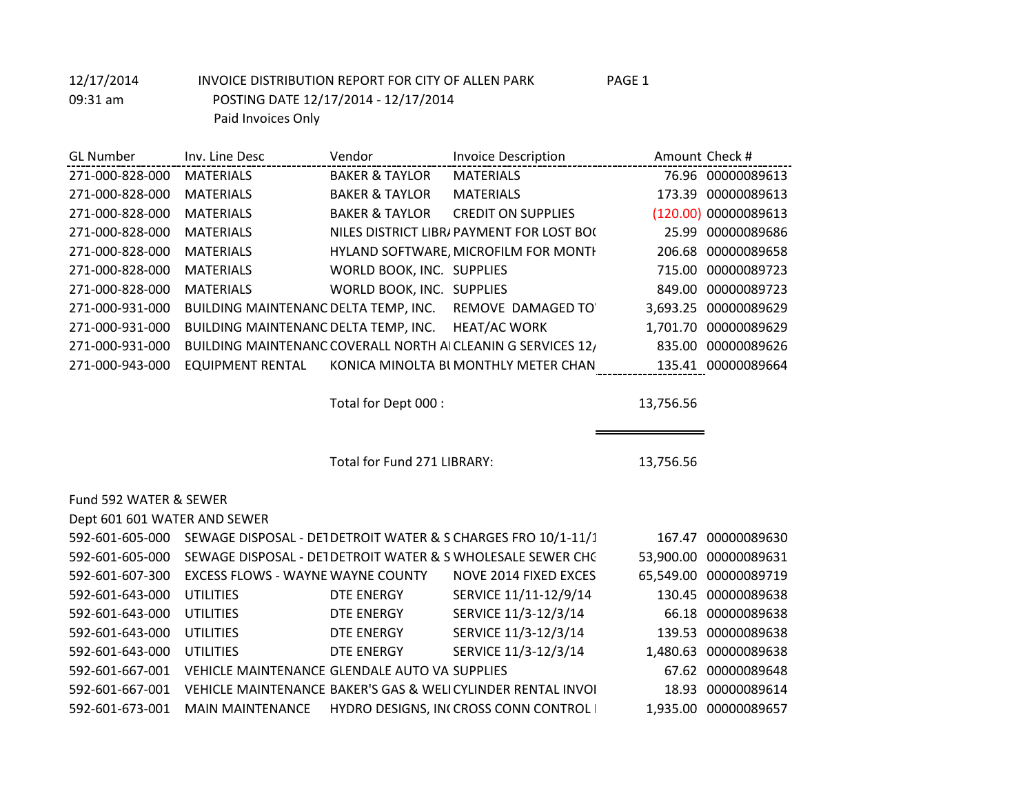12/17/2014 INVOICE DISTRIBUTION REPORT FOR CITY OF ALLEN PARK PAGE 1

09:31 am POSTING DATE 12/17/2014 - 12/17/2014

Paid Invoices Only

| GL Number | Inv. Line Desc | Vendor | Invoice Description | Amount | Check # |
|---|---|---|---|---|---|
| 271-000-828-000 | MATERIALS | BAKER & TAYLOR | MATERIALS | 76.96 | 00000089613 |
| 271-000-828-000 | MATERIALS | BAKER & TAYLOR | MATERIALS | 173.39 | 00000089613 |
| 271-000-828-000 | MATERIALS | BAKER & TAYLOR | CREDIT ON SUPPLIES | (120.00) | 00000089613 |
| 271-000-828-000 | MATERIALS | NILES DISTRICT LIBR/ | PAYMENT FOR LOST BO( | 25.99 | 00000089686 |
| 271-000-828-000 | MATERIALS | HYLAND SOFTWARE, | MICROFILM FOR MONTH | 206.68 | 00000089658 |
| 271-000-828-000 | MATERIALS | WORLD BOOK, INC. | SUPPLIES | 715.00 | 00000089723 |
| 271-000-828-000 | MATERIALS | WORLD BOOK, INC. | SUPPLIES | 849.00 | 00000089723 |
| 271-000-931-000 | BUILDING MAINTENANC | DELTA TEMP, INC. | REMOVE DAMAGED TO | 3,693.25 | 00000089629 |
| 271-000-931-000 | BUILDING MAINTENANC | DELTA TEMP, INC. | HEAT/AC WORK | 1,701.70 | 00000089629 |
| 271-000-931-000 | BUILDING MAINTENANC | COVERALL NORTH AI | CLEANIN G SERVICES 12/ | 835.00 | 00000089626 |
| 271-000-943-000 | EQUIPMENT RENTAL | KONICA MINOLTA BU | MONTHLY METER CHAN | 135.41 | 00000089664 |
| | | Total for Dept 000 : | | 13,756.56 | |
| | | Total for Fund 271 LIBRARY: | | 13,756.56 | |

Fund 592 WATER & SEWER

Dept 601 601 WATER AND SEWER

| GL Number | Inv. Line Desc | Vendor | Invoice Description | Amount | Check # |
|---|---|---|---|---|---|
| 592-601-605-000 | SEWAGE DISPOSAL - DET | DETROIT WATER & S | CHARGES FRO 10/1-11/1 | 167.47 | 00000089630 |
| 592-601-605-000 | SEWAGE DISPOSAL - DET | DETROIT WATER & S | WHOLESALE SEWER CHG | 53,900.00 | 00000089631 |
| 592-601-607-300 | EXCESS FLOWS - WAYNE | WAYNE COUNTY | NOVE 2014 FIXED EXCES | 65,549.00 | 00000089719 |
| 592-601-643-000 | UTILITIES | DTE ENERGY | SERVICE 11/11-12/9/14 | 130.45 | 00000089638 |
| 592-601-643-000 | UTILITIES | DTE ENERGY | SERVICE 11/3-12/3/14 | 66.18 | 00000089638 |
| 592-601-643-000 | UTILITIES | DTE ENERGY | SERVICE 11/3-12/3/14 | 139.53 | 00000089638 |
| 592-601-643-000 | UTILITIES | DTE ENERGY | SERVICE 11/3-12/3/14 | 1,480.63 | 00000089638 |
| 592-601-667-001 | VEHICLE MAINTENANCE | GLENDALE AUTO VA | SUPPLIES | 67.62 | 00000089648 |
| 592-601-667-001 | VEHICLE MAINTENANCE | BAKER'S GAS & WELI | CYLINDER RENTAL INVOI | 18.93 | 00000089614 |
| 592-601-673-001 | MAIN MAINTENANCE | HYDRO DESIGNS, IN( | CROSS CONN CONTROL I | 1,935.00 | 00000089657 |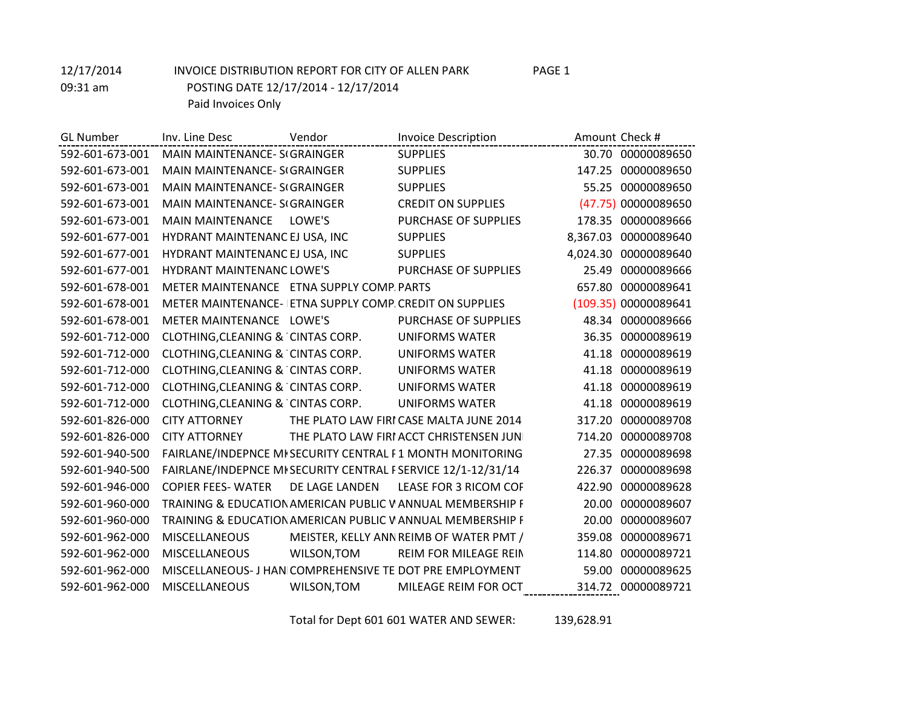12/17/2014 INVOICE DISTRIBUTION REPORT FOR CITY OF ALLEN PARK

09:31 am POSTING DATE 12/17/2014 - 12/17/2014

Paid Invoices Only

| GL Number | Inv. Line Desc | Vendor | Invoice Description | Amount | Check # |
|---|---|---|---|---|---|
| 592-601-673-001 | MAIN MAINTENANCE- S( | GRAINGER | SUPPLIES | 30.70 | 00000089650 |
| 592-601-673-001 | MAIN MAINTENANCE- S( | GRAINGER | SUPPLIES | 147.25 | 00000089650 |
| 592-601-673-001 | MAIN MAINTENANCE- S( | GRAINGER | SUPPLIES | 55.25 | 00000089650 |
| 592-601-673-001 | MAIN MAINTENANCE- S( | GRAINGER | CREDIT ON SUPPLIES | (47.75) | 00000089650 |
| 592-601-673-001 | MAIN MAINTENANCE | LOWE'S | PURCHASE OF SUPPLIES | 178.35 | 00000089666 |
| 592-601-677-001 | HYDRANT MAINTENANC | EJ USA, INC | SUPPLIES | 8,367.03 | 00000089640 |
| 592-601-677-001 | HYDRANT MAINTENANC | EJ USA, INC | SUPPLIES | 4,024.30 | 00000089640 |
| 592-601-677-001 | HYDRANT MAINTENANC | LOWE'S | PURCHASE OF SUPPLIES | 25.49 | 00000089666 |
| 592-601-678-001 | METER MAINTENANCE | ETNA SUPPLY COMP. | PARTS | 657.80 | 00000089641 |
| 592-601-678-001 | METER MAINTENANCE- | ETNA SUPPLY COMP. | CREDIT ON SUPPLIES | (109.35) | 00000089641 |
| 592-601-678-001 | METER MAINTENANCE | LOWE'S | PURCHASE OF SUPPLIES | 48.34 | 00000089666 |
| 592-601-712-000 | CLOTHING,CLEANING & | CINTAS CORP. | UNIFORMS WATER | 36.35 | 00000089619 |
| 592-601-712-000 | CLOTHING,CLEANING & | CINTAS CORP. | UNIFORMS WATER | 41.18 | 00000089619 |
| 592-601-712-000 | CLOTHING,CLEANING & | CINTAS CORP. | UNIFORMS WATER | 41.18 | 00000089619 |
| 592-601-712-000 | CLOTHING,CLEANING & | CINTAS CORP. | UNIFORMS WATER | 41.18 | 00000089619 |
| 592-601-712-000 | CLOTHING,CLEANING & | CINTAS CORP. | UNIFORMS WATER | 41.18 | 00000089619 |
| 592-601-826-000 | CITY ATTORNEY | THE PLATO LAW FIRI | CASE MALTA JUNE 2014 | 317.20 | 00000089708 |
| 592-601-826-000 | CITY ATTORNEY | THE PLATO LAW FIRI | ACCT CHRISTENSEN JUN | 714.20 | 00000089708 |
| 592-601-940-500 | FAIRLANE/INDEPNCE MI | SECURITY CENTRAL F | 1 MONTH MONITORING | 27.35 | 00000089698 |
| 592-601-940-500 | FAIRLANE/INDEPNCE MI | SECURITY CENTRAL F | SERVICE 12/1-12/31/14 | 226.37 | 00000089698 |
| 592-601-946-000 | COPIER FEES- WATER | DE LAGE LANDEN | LEASE FOR 3 RICOM COF | 422.90 | 00000089628 |
| 592-601-960-000 | TRAINING & EDUCATION | AMERICAN PUBLIC W | ANNUAL MEMBERSHIP F | 20.00 | 00000089607 |
| 592-601-960-000 | TRAINING & EDUCATION | AMERICAN PUBLIC W | ANNUAL MEMBERSHIP F | 20.00 | 00000089607 |
| 592-601-962-000 | MISCELLANEOUS | MEISTER, KELLY ANN | REIMB OF WATER PMT / | 359.08 | 00000089671 |
| 592-601-962-000 | MISCELLANEOUS | WILSON,TOM | REIM FOR MILEAGE REIN | 114.80 | 00000089721 |
| 592-601-962-000 | MISCELLANEOUS- J HAN | COMPREHENSIVE TE | DOT PRE EMPLOYMENT | 59.00 | 00000089625 |
| 592-601-962-000 | MISCELLANEOUS | WILSON,TOM | MILEAGE REIM FOR OCT | 314.72 | 00000089721 |

Total for Dept 601 601 WATER AND SEWER: 139,628.91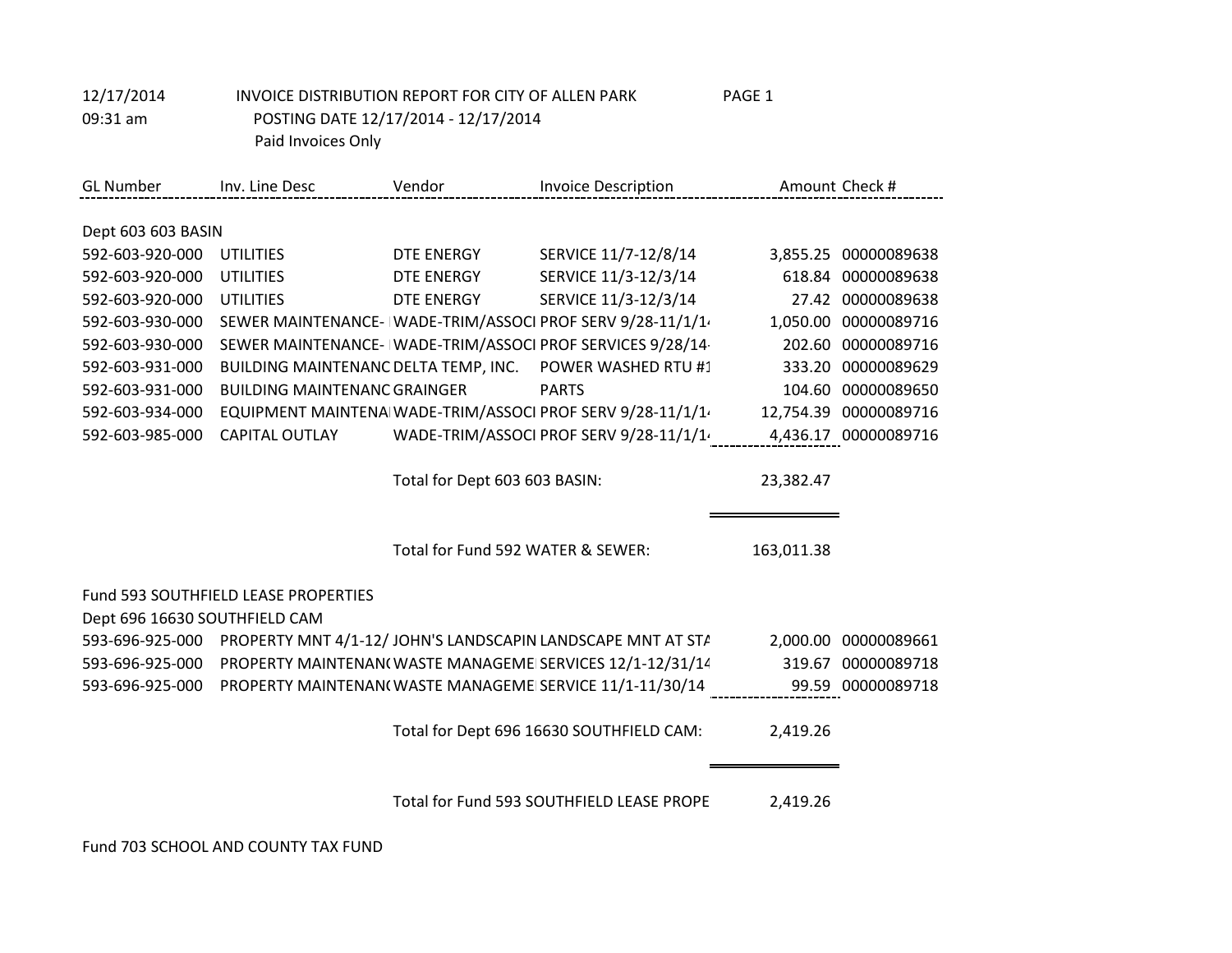12/17/2014 INVOICE DISTRIBUTION REPORT FOR CITY OF ALLEN PARK
09:31 am POSTING DATE 12/17/2014 - 12/17/2014
Paid Invoices Only

| GL Number | Inv. Line Desc | Vendor | Invoice Description | Amount | Check # |
|---|---|---|---|---|---|
| Dept 603 603 BASIN | | | | | |
| 592-603-920-000 | UTILITIES | DTE ENERGY | SERVICE 11/7-12/8/14 | 3,855.25 | 00000089638 |
| 592-603-920-000 | UTILITIES | DTE ENERGY | SERVICE 11/3-12/3/14 | 618.84 | 00000089638 |
| 592-603-920-000 | UTILITIES | DTE ENERGY | SERVICE 11/3-12/3/14 | 27.42 | 00000089638 |
| 592-603-930-000 | SEWER MAINTENANCE- | WADE-TRIM/ASSOCI | PROF SERV 9/28-11/1/14 | 1,050.00 | 00000089716 |
| 592-603-930-000 | SEWER MAINTENANCE- | WADE-TRIM/ASSOCI | PROF SERVICES 9/28/14- | 202.60 | 00000089716 |
| 592-603-931-000 | BUILDING MAINTENANC | DELTA TEMP, INC. | POWER WASHED RTU #1 | 333.20 | 00000089629 |
| 592-603-931-000 | BUILDING MAINTENANC | GRAINGER | PARTS | 104.60 | 00000089650 |
| 592-603-934-000 | EQUIPMENT MAINTENA | WADE-TRIM/ASSOCI | PROF SERV 9/28-11/1/14 | 12,754.39 | 00000089716 |
| 592-603-985-000 | CAPITAL OUTLAY | WADE-TRIM/ASSOCI | PROF SERV 9/28-11/1/14 | 4,436.17 | 00000089716 |
| | | Total for Dept 603 603 BASIN: | | 23,382.47 | |
| | | Total for Fund 592 WATER & SEWER: | | 163,011.38 | |
| Fund 593 SOUTHFIELD LEASE PROPERTIES | | | | | |
| Dept 696 16630 SOUTHFIELD CAM | | | | | |
| 593-696-925-000 | PROPERTY MNT 4/1-12/ | JOHN'S LANDSCAPIN | LANDSCAPE MNT AT STA | 2,000.00 | 00000089661 |
| 593-696-925-000 | PROPERTY MAINTENANC | WASTE MANAGEME | SERVICES 12/1-12/31/14 | 319.67 | 00000089718 |
| 593-696-925-000 | PROPERTY MAINTENANC | WASTE MANAGEME | SERVICE 11/1-11/30/14 | 99.59 | 00000089718 |
| | | Total for Dept 696 16630 SOUTHFIELD CAM: | | 2,419.26 | |
| | | Total for Fund 593 SOUTHFIELD LEASE PROPE | | 2,419.26 | |

Fund 703 SCHOOL AND COUNTY TAX FUND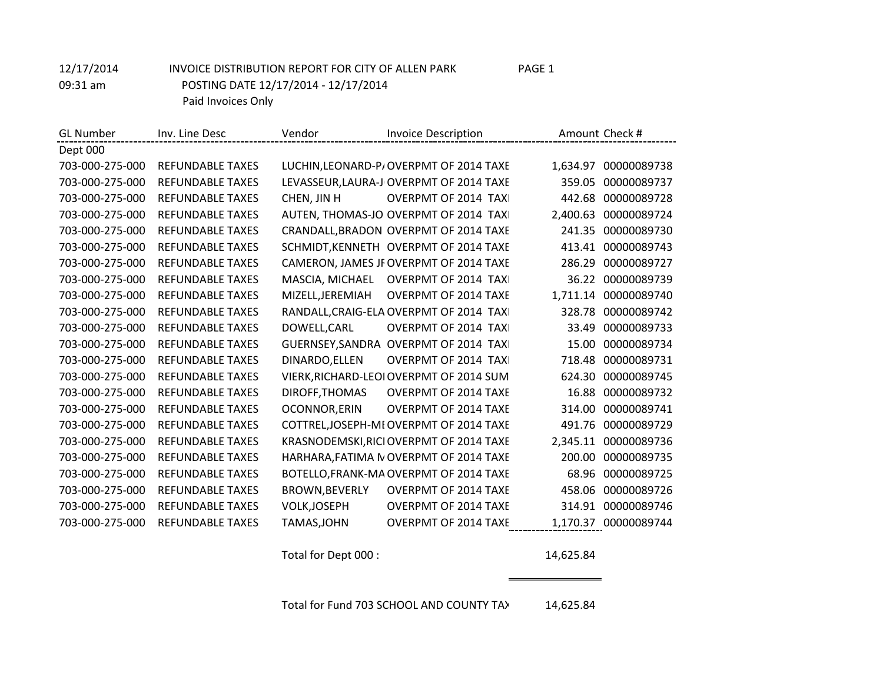12/17/2014 INVOICE DISTRIBUTION REPORT FOR CITY OF ALLEN PARK

09:31 am POSTING DATE 12/17/2014 - 12/17/2014

Paid Invoices Only

| GL Number | Inv. Line Desc | Vendor | Invoice Description | Amount | Check # |
|---|---|---|---|---|---|
| Dept 000 | | | | | |
| 703-000-275-000 | REFUNDABLE TAXES | LUCHIN,LEONARD-PA | OVERPMT OF 2014 TAXE | 1,634.97 | 00000089738 |
| 703-000-275-000 | REFUNDABLE TAXES | LEVASSEUR,LAURA-J | OVERPMT OF 2014 TAXE | 359.05 | 00000089737 |
| 703-000-275-000 | REFUNDABLE TAXES | CHEN, JIN H | OVERPMT OF 2014 TAXI | 442.68 | 00000089728 |
| 703-000-275-000 | REFUNDABLE TAXES | AUTEN, THOMAS-JO | OVERPMT OF 2014 TAXI | 2,400.63 | 00000089724 |
| 703-000-275-000 | REFUNDABLE TAXES | CRANDALL,BRADON | OVERPMT OF 2014 TAXE | 241.35 | 00000089730 |
| 703-000-275-000 | REFUNDABLE TAXES | SCHMIDT,KENNETH | OVERPMT OF 2014 TAXE | 413.41 | 00000089743 |
| 703-000-275-000 | REFUNDABLE TAXES | CAMERON, JAMES JF | OVERPMT OF 2014 TAXE | 286.29 | 00000089727 |
| 703-000-275-000 | REFUNDABLE TAXES | MASCIA, MICHAEL | OVERPMT OF 2014 TAXI | 36.22 | 00000089739 |
| 703-000-275-000 | REFUNDABLE TAXES | MIZELL,JEREMIAH | OVERPMT OF 2014 TAXE | 1,711.14 | 00000089740 |
| 703-000-275-000 | REFUNDABLE TAXES | RANDALL,CRAIG-ELA | OVERPMT OF 2014 TAXI | 328.78 | 00000089742 |
| 703-000-275-000 | REFUNDABLE TAXES | DOWELL,CARL | OVERPMT OF 2014 TAXI | 33.49 | 00000089733 |
| 703-000-275-000 | REFUNDABLE TAXES | GUERNSEY,SANDRA | OVERPMT OF 2014 TAXI | 15.00 | 00000089734 |
| 703-000-275-000 | REFUNDABLE TAXES | DINARDO,ELLEN | OVERPMT OF 2014 TAXI | 718.48 | 00000089731 |
| 703-000-275-000 | REFUNDABLE TAXES | VIERK,RICHARD-LEOI | OVERPMT OF 2014 SUM | 624.30 | 00000089745 |
| 703-000-275-000 | REFUNDABLE TAXES | DIROFF,THOMAS | OVERPMT OF 2014 TAXE | 16.88 | 00000089732 |
| 703-000-275-000 | REFUNDABLE TAXES | OCONNOR,ERIN | OVERPMT OF 2014 TAXE | 314.00 | 00000089741 |
| 703-000-275-000 | REFUNDABLE TAXES | COTTREL,JOSEPH-ME | OVERPMT OF 2014 TAXE | 491.76 | 00000089729 |
| 703-000-275-000 | REFUNDABLE TAXES | KRASNODEMSKI,RICI | OVERPMT OF 2014 TAXE | 2,345.11 | 00000089736 |
| 703-000-275-000 | REFUNDABLE TAXES | HARHARA,FATIMA M | OVERPMT OF 2014 TAXE | 200.00 | 00000089735 |
| 703-000-275-000 | REFUNDABLE TAXES | BOTELLO,FRANK-MA | OVERPMT OF 2014 TAXE | 68.96 | 00000089725 |
| 703-000-275-000 | REFUNDABLE TAXES | BROWN,BEVERLY | OVERPMT OF 2014 TAXE | 458.06 | 00000089726 |
| 703-000-275-000 | REFUNDABLE TAXES | VOLK,JOSEPH | OVERPMT OF 2014 TAXE | 314.91 | 00000089746 |
| 703-000-275-000 | REFUNDABLE TAXES | TAMAS,JOHN | OVERPMT OF 2014 TAXE | 1,170.37 | 00000089744 |
| | | Total for Dept 000 : | | 14,625.84 | |
| | | Total for Fund 703 SCHOOL AND COUNTY TAX | | 14,625.84 | |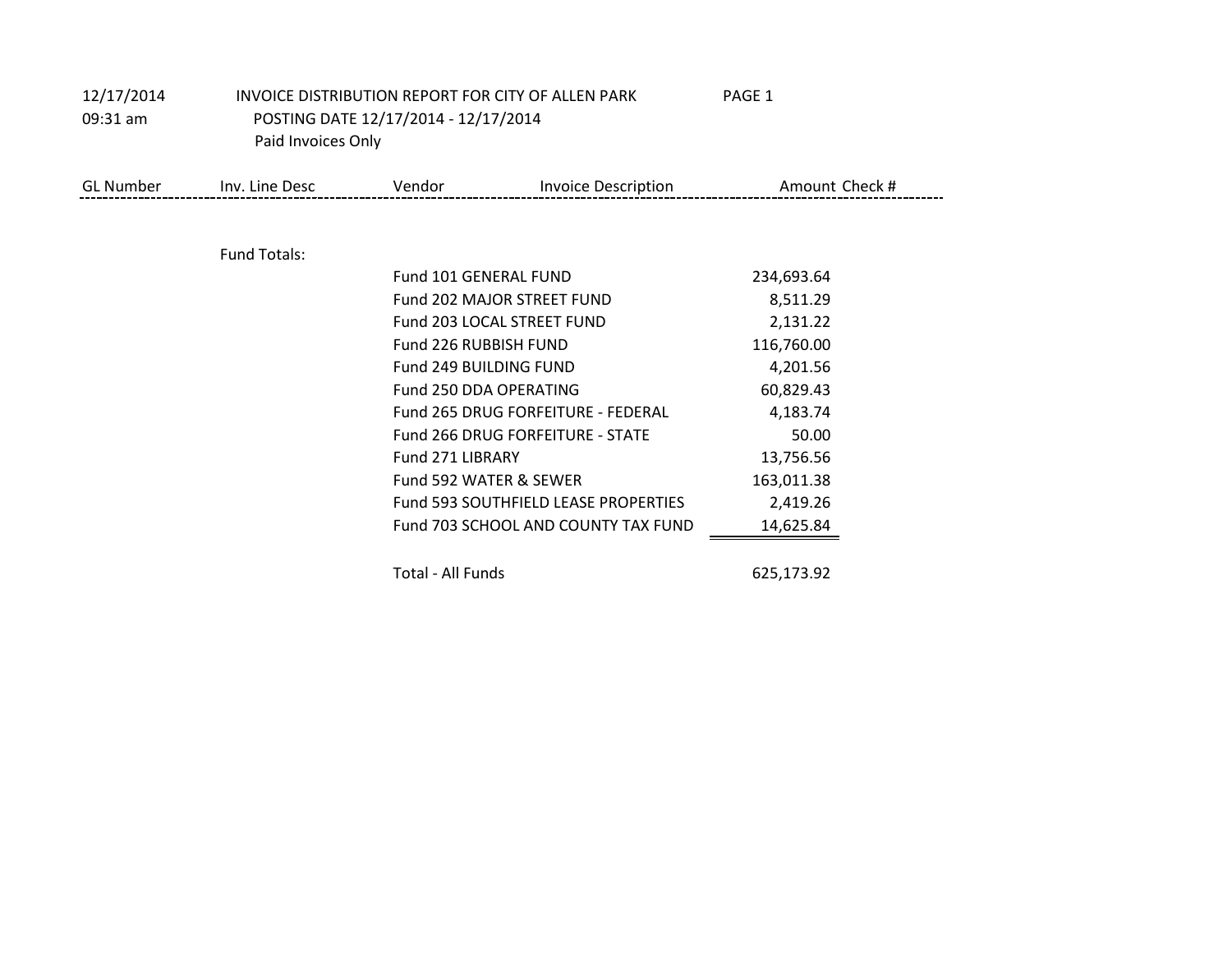12/17/2014 09:31 am

INVOICE DISTRIBUTION REPORT FOR CITY OF ALLEN PARK
POSTING DATE 12/17/2014 - 12/17/2014
Paid Invoices Only

| GL Number | Inv. Line Desc | Vendor | Invoice Description | Amount | Check # |
|---|---|---|---|---|---|

Fund Totals:

| | |
|---|---|
| Fund 101 GENERAL FUND | 234,693.64 |
| Fund 202 MAJOR STREET FUND | 8,511.29 |
| Fund 203 LOCAL STREET FUND | 2,131.22 |
| Fund 226 RUBBISH FUND | 116,760.00 |
| Fund 249 BUILDING FUND | 4,201.56 |
| Fund 250 DDA OPERATING | 60,829.43 |
| Fund 265 DRUG FORFEITURE - FEDERAL | 4,183.74 |
| Fund 266 DRUG FORFEITURE - STATE | 50.00 |
| Fund 271 LIBRARY | 13,756.56 |
| Fund 592 WATER & SEWER | 163,011.38 |
| Fund 593 SOUTHFIELD LEASE PROPERTIES | 2,419.26 |
| Fund 703 SCHOOL AND COUNTY TAX FUND | 14,625.84 |
| Total - All Funds | 625,173.92 |